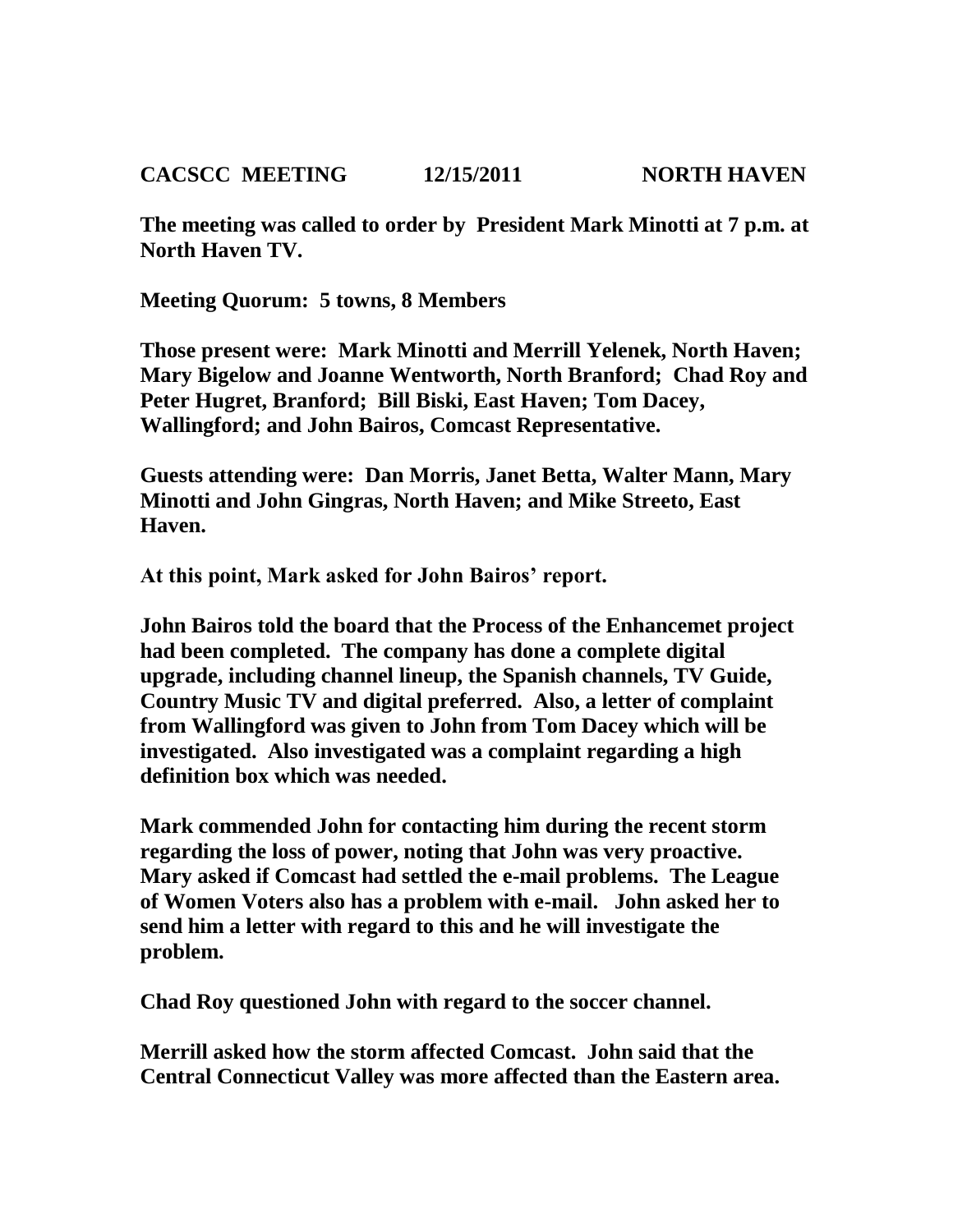**CACSCC MEETING 12/15/2011 NORTH HAVEN**

**The meeting was called to order by President Mark Minotti at 7 p.m. at North Haven TV.**

**Meeting Quorum: 5 towns, 8 Members**

**Those present were: Mark Minotti and Merrill Yelenek, North Haven; Mary Bigelow and Joanne Wentworth, North Branford; Chad Roy and Peter Hugret, Branford; Bill Biski, East Haven; Tom Dacey, Wallingford; and John Bairos, Comcast Representative.**

**Guests attending were: Dan Morris, Janet Betta, Walter Mann, Mary Minotti and John Gingras, North Haven; and Mike Streeto, East Haven.**

**At this point, Mark asked for John Bairos' report.**

**John Bairos told the board that the Process of the Enhancemet project had been completed. The company has done a complete digital upgrade, including channel lineup, the Spanish channels, TV Guide, Country Music TV and digital preferred. Also, a letter of complaint from Wallingford was given to John from Tom Dacey which will be investigated. Also investigated was a complaint regarding a high definition box which was needed.**

**Mark commended John for contacting him during the recent storm regarding the loss of power, noting that John was very proactive. Mary asked if Comcast had settled the e-mail problems. The League of Women Voters also has a problem with e-mail. John asked her to send him a letter with regard to this and he will investigate the problem.**

**Chad Roy questioned John with regard to the soccer channel.**

**Merrill asked how the storm affected Comcast. John said that the Central Connecticut Valley was more affected than the Eastern area.**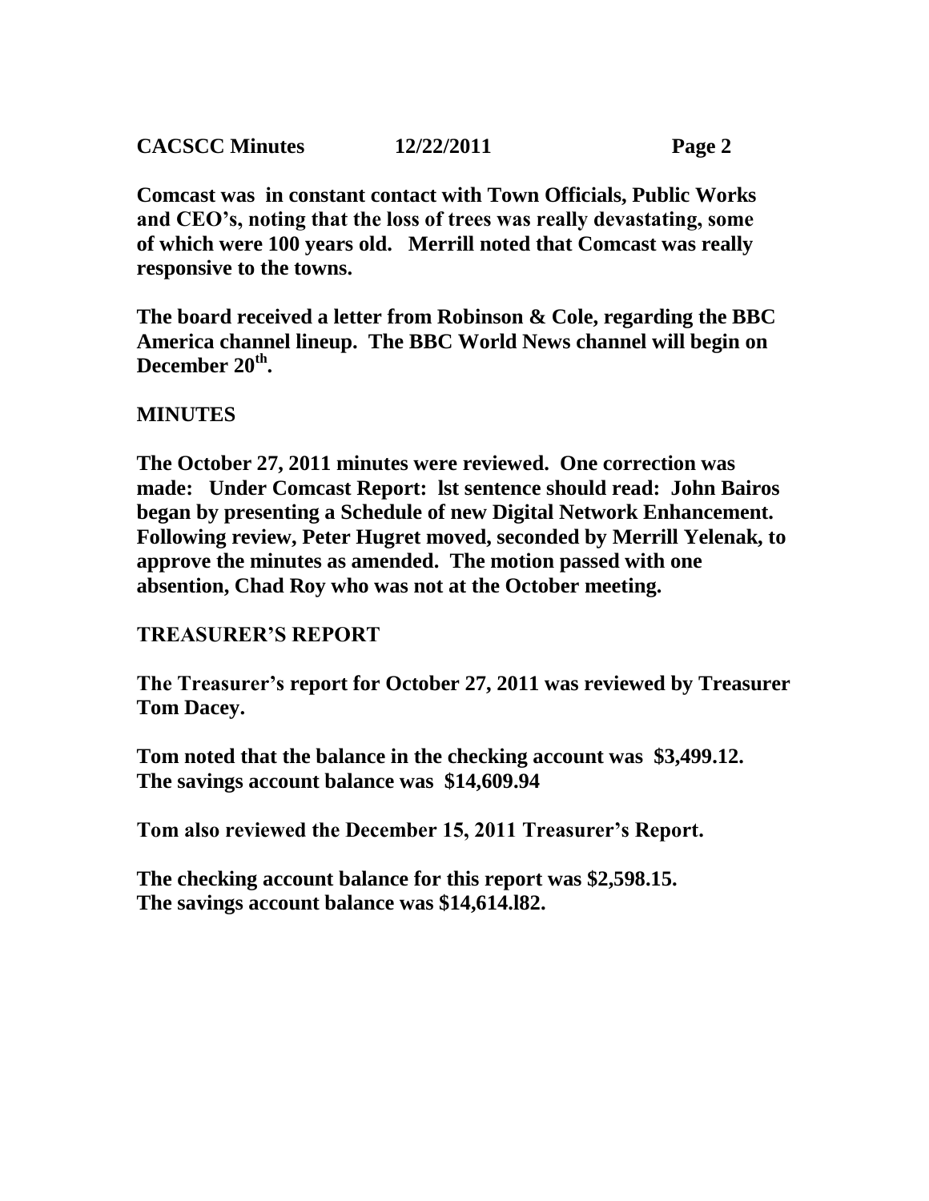**Comcast was in constant contact with Town Officials, Public Works and CEO's, noting that the loss of trees was really devastating, some of which were 100 years old. Merrill noted that Comcast was really responsive to the towns.**

**The board received a letter from Robinson & Cole, regarding the BBC America channel lineup. The BBC World News channel will begin on December 20th.**

## MINUTES

**The October 27, 2011 minutes were reviewed. One correction was made: Under Comcast Report: lst sentence should read: John Bairos began by presenting a Schedule of new Digital Network Enhancement. Following review, Peter Hugret moved, seconded by Merrill Yelenak, to approve the minutes as amended. The motion passed with one absention, Chad Roy who was not at the October meeting.**

## TREASURER'S REPORT

**The Treasurer's report for October 27, 2011 was reviewed by Treasurer Tom Dacey.**

**Tom noted that the balance in the checking account was $3,499.12. The savings account balance was $14,609.94**

**Tom also reviewed the December 15, 2011 Treasurer's Report.**

**The checking account balance for this report was $2,598.15. The savings account balance was $14,614.l82.**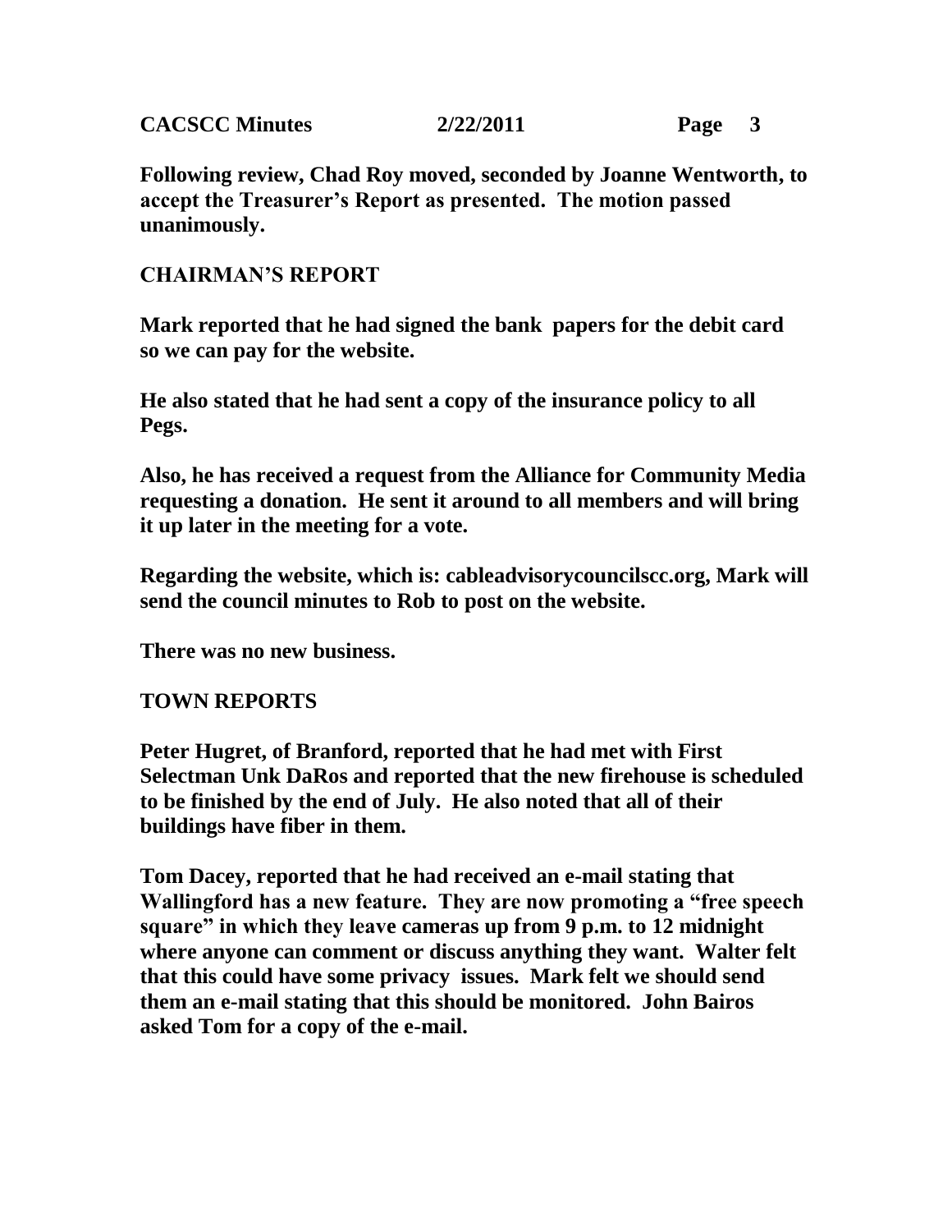**Following review, Chad Roy moved, seconded by Joanne Wentworth, to accept the Treasurer's Report as presented. The motion passed unanimously.**

## CHAIRMAN'S REPORT

**Mark reported that he had signed the bank papers for the debit card so we can pay for the website.**

**He also stated that he had sent a copy of the insurance policy to all Pegs.**

**Also, he has received a request from the Alliance for Community Media requesting a donation. He sent it around to all members and will bring it up later in the meeting for a vote.**

**Regarding the website, which is: cableadvisorycouncilscc.org, Mark will send the council minutes to Rob to post on the website.**

**There was no new business.**

## TOWN REPORTS

**Peter Hugret, of Branford, reported that he had met with First Selectman Unk DaRos and reported that the new firehouse is scheduled to be finished by the end of July. He also noted that all of their buildings have fiber in them.**

**Tom Dacey, reported that he had received an e-mail stating that Wallingford has a new feature. They are now promoting a "free speech square" in which they leave cameras up from 9 p.m. to 12 midnight where anyone can comment or discuss anything they want. Walter felt that this could have some privacy issues. Mark felt we should send them an e-mail stating that this should be monitored. John Bairos asked Tom for a copy of the e-mail.**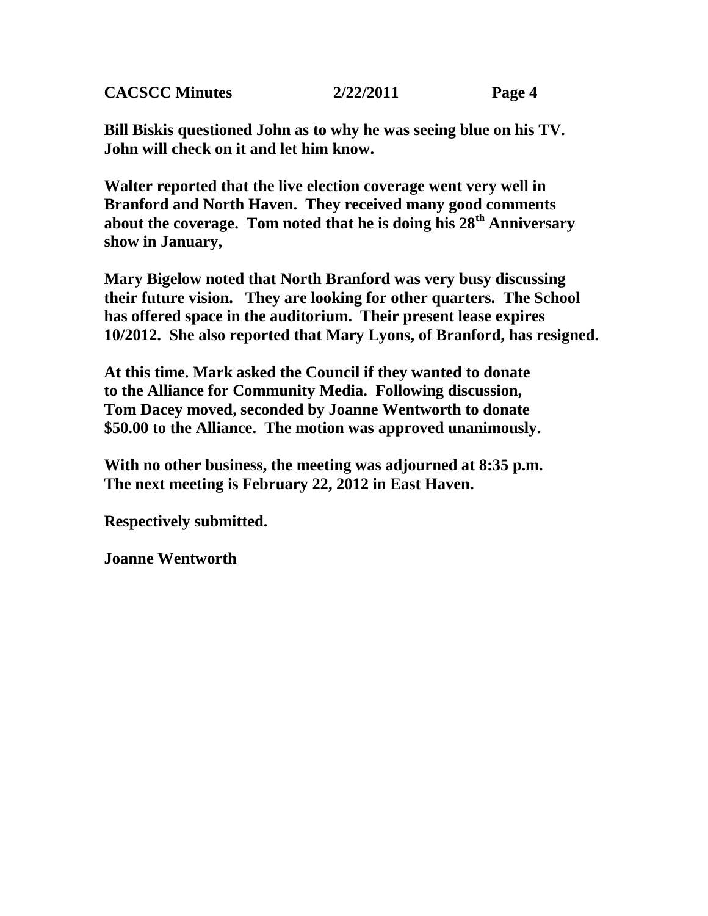**Bill Biskis questioned John as to why he was seeing blue on his TV. John will check on it and let him know.**

**Walter reported that the live election coverage went very well in Branford and North Haven. They received many good comments about the coverage. Tom noted that he is doing his 28th Anniversary show in January,**

**Mary Bigelow noted that North Branford was very busy discussing their future vision. They are looking for other quarters. The School has offered space in the auditorium. Their present lease expires 10/2012. She also reported that Mary Lyons, of Branford, has resigned.**

**At this time. Mark asked the Council if they wanted to donate to the Alliance for Community Media. Following discussion, Tom Dacey moved, seconded by Joanne Wentworth to donate $50.00 to the Alliance. The motion was approved unanimously.**

**With no other business, the meeting was adjourned at 8:35 p.m. The next meeting is February 22, 2012 in East Haven.**

**Respectively submitted.**

**Joanne Wentworth**